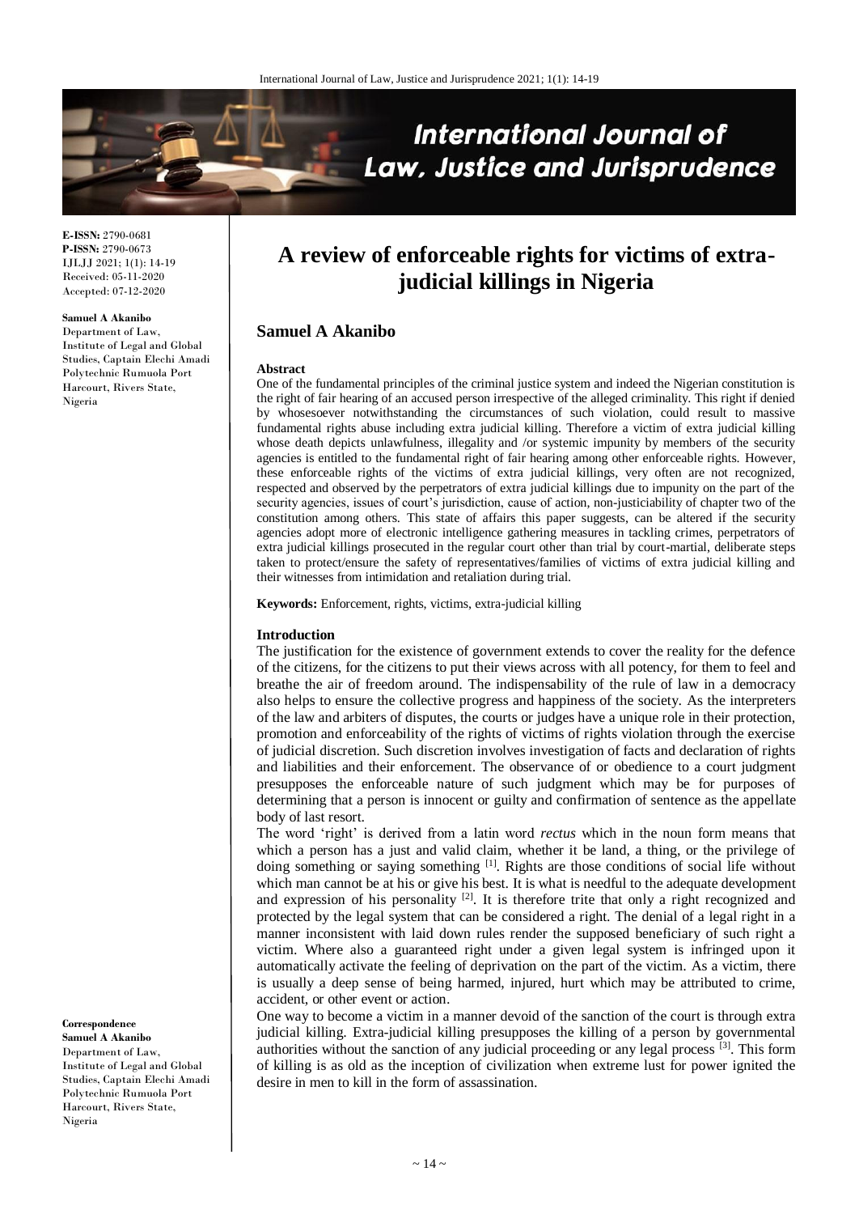E-ISSN: 2790-0681
P-ISSN: 2790-0673
IJLJJ 2021; 1(1): 14-19
Received: 05-11-2020
Accepted: 07-12-2020

**Samuel A Akanibo**
Department of Law, Institute of Legal and Global Studies, Captain Elechi Amadi Polytechnic Rumuola Port Harcourt, Rivers State, Nigeria

**Correspondence**
**Samuel A Akanibo**
Department of Law, Institute of Legal and Global Studies, Captain Elechi Amadi Polytechnic Rumuola Port Harcourt, Rivers State, Nigeria

# A review of enforceable rights for victims of extra-judicial killings in Nigeria

## Samuel A Akanibo

**Abstract**

One of the fundamental principles of the criminal justice system and indeed the Nigerian constitution is the right of fair hearing of an accused person irrespective of the alleged criminality. This right if denied by whosesoever notwithstanding the circumstances of such violation, could result to massive fundamental rights abuse including extra judicial killing. Therefore a victim of extra judicial killing whose death depicts unlawfulness, illegality and /or systemic impunity by members of the security agencies is entitled to the fundamental right of fair hearing among other enforceable rights. However, these enforceable rights of the victims of extra judicial killings, very often are not recognized, respected and observed by the perpetrators of extra judicial killings due to impunity on the part of the security agencies, issues of court's jurisdiction, cause of action, non-justiciability of chapter two of the constitution among others. This state of affairs this paper suggests, can be altered if the security agencies adopt more of electronic intelligence gathering measures in tackling crimes, perpetrators of extra judicial killings prosecuted in the regular court other than trial by court-martial, deliberate steps taken to protect/ensure the safety of representatives/families of victims of extra judicial killing and their witnesses from intimidation and retaliation during trial.

**Keywords:** Enforcement, rights, victims, extra-judicial killing

## Introduction

The justification for the existence of government extends to cover the reality for the defence of the citizens, for the citizens to put their views across with all potency, for them to feel and breathe the air of freedom around. The indispensability of the rule of law in a democracy also helps to ensure the collective progress and happiness of the society. As the interpreters of the law and arbiters of disputes, the courts or judges have a unique role in their protection, promotion and enforceability of the rights of victims of rights violation through the exercise of judicial discretion. Such discretion involves investigation of facts and declaration of rights and liabilities and their enforcement. The observance of or obedience to a court judgment presupposes the enforceable nature of such judgment which may be for purposes of determining that a person is innocent or guilty and confirmation of sentence as the appellate body of last resort.

The word 'right' is derived from a latin word *rectus* which in the noun form means that which a person has a just and valid claim, whether it be land, a thing, or the privilege of doing something or saying something [1]. Rights are those conditions of social life without which man cannot be at his or give his best. It is what is needful to the adequate development and expression of his personality [2]. It is therefore trite that only a right recognized and protected by the legal system that can be considered a right. The denial of a legal right in a manner inconsistent with laid down rules render the supposed beneficiary of such right a victim. Where also a guaranteed right under a given legal system is infringed upon it automatically activate the feeling of deprivation on the part of the victim. As a victim, there is usually a deep sense of being harmed, injured, hurt which may be attributed to crime, accident, or other event or action.

One way to become a victim in a manner devoid of the sanction of the court is through extra judicial killing. Extra-judicial killing presupposes the killing of a person by governmental authorities without the sanction of any judicial proceeding or any legal process [3]. This form of killing is as old as the inception of civilization when extreme lust for power ignited the desire in men to kill in the form of assassination.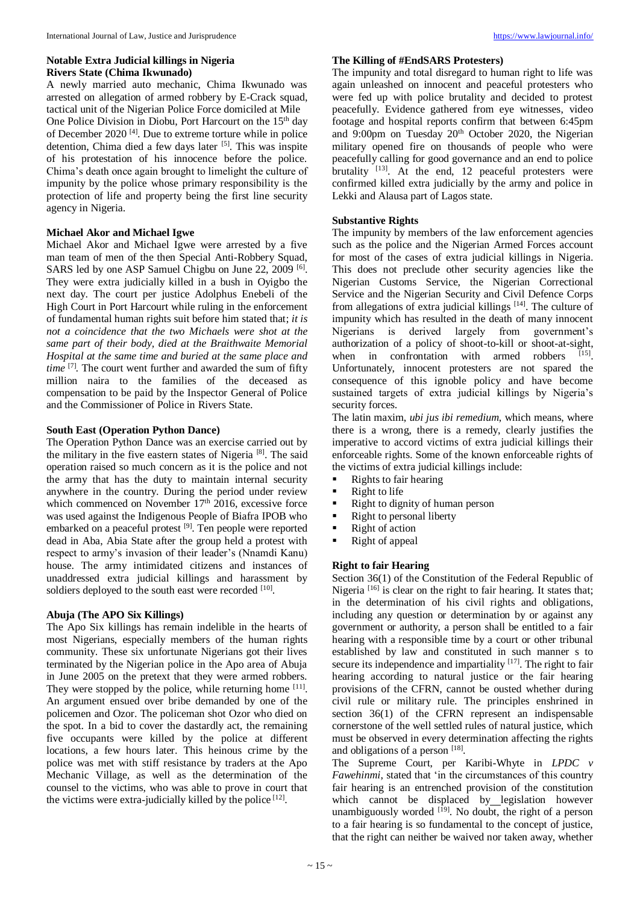## Notable Extra Judicial killings in Nigeria

### Rivers State (Chima Ikwunado)

A newly married auto mechanic, Chima Ikwunado was arrested on allegation of armed robbery by E-Crack squad, tactical unit of the Nigerian Police Force domiciled at Mile One Police Division in Diobu, Port Harcourt on the 15th day of December 2020 [4]. Due to extreme torture while in police detention, Chima died a few days later [5]. This was inspite of his protestation of his innocence before the police. Chima's death once again brought to limelight the culture of impunity by the police whose primary responsibility is the protection of life and property being the first line security agency in Nigeria.

### Michael Akor and Michael Igwe

Michael Akor and Michael Igwe were arrested by a five man team of men of the then Special Anti-Robbery Squad, SARS led by one ASP Samuel Chigbu on June 22, 2009 [6]. They were extra judicially killed in a bush in Oyigbo the next day. The court per justice Adolphus Enebeli of the High Court in Port Harcourt while ruling in the enforcement of fundamental human rights suit before him stated that; *it is not a coincidence that the two Michaels were shot at the same part of their body, died at the Braithwaite Memorial Hospital at the same time and buried at the same place and time* [7]. The court went further and awarded the sum of fifty million naira to the families of the deceased as compensation to be paid by the Inspector General of Police and the Commissioner of Police in Rivers State.

### South East (Operation Python Dance)

The Operation Python Dance was an exercise carried out by the military in the five eastern states of Nigeria [8]. The said operation raised so much concern as it is the police and not the army that has the duty to maintain internal security anywhere in the country. During the period under review which commenced on November 17th 2016, excessive force was used against the Indigenous People of Biafra IPOB who embarked on a peaceful protest [9]. Ten people were reported dead in Aba, Abia State after the group held a protest with respect to army's invasion of their leader's (Nnamdi Kanu) house. The army intimidated citizens and instances of unaddressed extra judicial killings and harassment by soldiers deployed to the south east were recorded [10].

### Abuja (The APO Six Killings)

The Apo Six killings has remain indelible in the hearts of most Nigerians, especially members of the human rights community. These six unfortunate Nigerians got their lives terminated by the Nigerian police in the Apo area of Abuja in June 2005 on the pretext that they were armed robbers. They were stopped by the police, while returning home [11]. An argument ensued over bribe demanded by one of the policemen and Ozor. The policeman shot Ozor who died on the spot. In a bid to cover the dastardly act, the remaining five occupants were killed by the police at different locations, a few hours later. This heinous crime by the police was met with stiff resistance by traders at the Apo Mechanic Village, as well as the determination of the counsel to the victims, who was able to prove in court that the victims were extra-judicially killed by the police [12].

### The Killing of #EndSARS Protesters)

The impunity and total disregard to human right to life was again unleashed on innocent and peaceful protesters who were fed up with police brutality and decided to protest peacefully. Evidence gathered from eye witnesses, video footage and hospital reports confirm that between 6:45pm and 9:00pm on Tuesday 20th October 2020, the Nigerian military opened fire on thousands of people who were peacefully calling for good governance and an end to police brutality [13]. At the end, 12 peaceful protesters were confirmed killed extra judicially by the army and police in Lekki and Alausa part of Lagos state.

## Substantive Rights

The impunity by members of the law enforcement agencies such as the police and the Nigerian Armed Forces account for most of the cases of extra judicial killings in Nigeria. This does not preclude other security agencies like the Nigerian Customs Service, the Nigerian Correctional Service and the Nigerian Security and Civil Defence Corps from allegations of extra judicial killings [14]. The culture of impunity which has resulted in the death of many innocent Nigerians is derived largely from government's authorization of a policy of shoot-to-kill or shoot-at-sight, when in confrontation with armed robbers [15]. Unfortunately, innocent protesters are not spared the consequence of this ignoble policy and have become sustained targets of extra judicial killings by Nigeria's security forces.

The latin maxim, *ubi jus ibi remedium*, which means, where there is a wrong, there is a remedy, clearly justifies the imperative to accord victims of extra judicial killings their enforceable rights. Some of the known enforceable rights of the victims of extra judicial killings include:

- Rights to fair hearing
- Right to life
- Right to dignity of human person
- Right to personal liberty
- Right of action
- Right of appeal

### Right to fair Hearing

Section 36(1) of the Constitution of the Federal Republic of Nigeria [16] is clear on the right to fair hearing. It states that; in the determination of his civil rights and obligations, including any question or determination by or against any government or authority, a person shall be entitled to a fair hearing with a responsible time by a court or other tribunal established by law and constituted in such manner s to secure its independence and impartiality [17]. The right to fair hearing according to natural justice or the fair hearing provisions of the CFRN, cannot be ousted whether during civil rule or military rule. The principles enshrined in section 36(1) of the CFRN represent an indispensable cornerstone of the well settled rules of natural justice, which must be observed in every determination affecting the rights and obligations of a person [18].

The Supreme Court, per Karibi-Whyte in *LPDC v Fawehinmi*, stated that 'in the circumstances of this country fair hearing is an entrenched provision of the constitution which cannot be displaced by legislation however unambiguously worded [19]. No doubt, the right of a person to a fair hearing is so fundamental to the concept of justice, that the right can neither be waived nor taken away, whether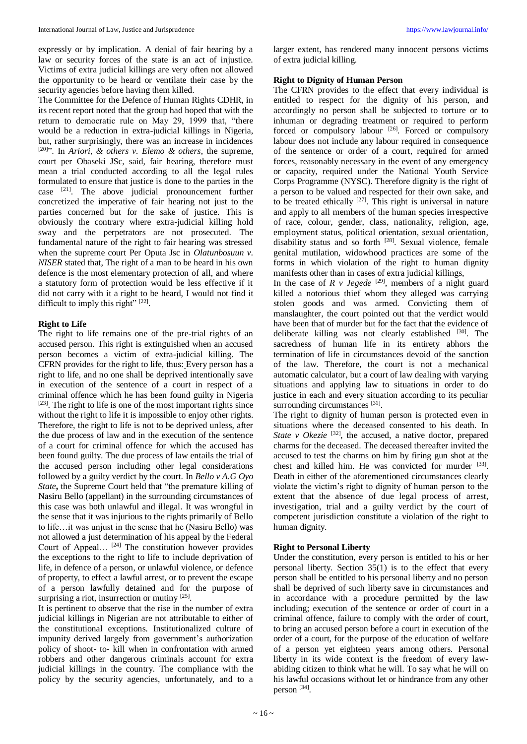expressly or by implication. A denial of fair hearing by a law or security forces of the state is an act of injustice. Victims of extra judicial killings are very often not allowed the opportunity to be heard or ventilate their case by the security agencies before having them killed.

The Committee for the Defence of Human Rights CDHR, in its recent report noted that the group had hoped that with the return to democratic rule on May 29, 1999 that, "there would be a reduction in extra-judicial killings in Nigeria, but, rather surprisingly, there was an increase in incidences [20]". In *Ariori, & others v. Elemo & others*, the supreme, court per Obaseki JSc, said, fair hearing, therefore must mean a trial conducted according to all the legal rules formulated to ensure that justice is done to the parties in the case [21]. The above judicial pronouncement further concretized the imperative of fair hearing not just to the parties concerned but for the sake of justice. This is obviously the contrary where extra-judicial killing hold sway and the perpetrators are not prosecuted. The fundamental nature of the right to fair hearing was stressed when the supreme court Per Oputa Jsc in *Olatunbosuun v. NISER* stated that, The right of a man to be heard in his own defence is the most elementary protection of all, and where a statutory form of protection would be less effective if it did not carry with it a right to be heard, I would not find it difficult to imply this right" [22].

**Right to Life**

The right to life remains one of the pre-trial rights of an accused person. This right is extinguished when an accused person becomes a victim of extra-judicial killing. The CFRN provides for the right to life, thus: Every person has a right to life, and no one shall be deprived intentionally save in execution of the sentence of a court in respect of a criminal offence which he has been found guilty in Nigeria [23]. The right to life is one of the most important rights since without the right to life it is impossible to enjoy other rights. Therefore, the right to life is not to be deprived unless, after the due process of law and in the execution of the sentence of a court for criminal offence for which the accused has been found guilty. The due process of law entails the trial of the accused person including other legal considerations followed by a guilty verdict by the court. In *Bello v A.G Oyo State*, the Supreme Court held that "the premature killing of Nasiru Bello (appellant) in the surrounding circumstances of this case was both unlawful and illegal. It was wrongful in the sense that it was injurious to the rights primarily of Bello to life…it was unjust in the sense that he (Nasiru Bello) was not allowed a just determination of his appeal by the Federal Court of Appeal… [24] The constitution however provides the exceptions to the right to life to include deprivation of life, in defence of a person, or unlawful violence, or defence of property, to effect a lawful arrest, or to prevent the escape of a person lawfully detained and for the purpose of surprising a riot, insurrection or mutiny [25].

It is pertinent to observe that the rise in the number of extra judicial killings in Nigerian are not attributable to either of the constitutional exceptions. Institutionalized culture of impunity derived largely from government's authorization policy of shoot- to- kill when in confrontation with armed robbers and other dangerous criminals account for extra judicial killings in the country. The compliance with the policy by the security agencies, unfortunately, and to a larger extent, has rendered many innocent persons victims of extra judicial killing.

**Right to Dignity of Human Person**

The CFRN provides to the effect that every individual is entitled to respect for the dignity of his person, and accordingly no person shall be subjected to torture or to inhuman or degrading treatment or required to perform forced or compulsory labour [26]. Forced or compulsory labour does not include any labour required in consequence of the sentence or order of a court, required for armed forces, reasonably necessary in the event of any emergency or capacity, required under the National Youth Service Corps Programme (NYSC). Therefore dignity is the right of a person to be valued and respected for their own sake, and to be treated ethically [27]. This right is universal in nature and apply to all members of the human species irrespective of race, colour, gender, class, nationality, religion, age, employment status, political orientation, sexual orientation, disability status and so forth [28]. Sexual violence, female genital mutilation, widowhood practices are some of the forms in which violation of the right to human dignity manifests other than in cases of extra judicial killings,

In the case of *R v Jegede* [29], members of a night guard killed a notorious thief whom they alleged was carrying stolen goods and was armed. Convicting them of manslaughter, the court pointed out that the verdict would have been that of murder but for the fact that the evidence of deliberate killing was not clearly established [30]. The sacredness of human life in its entirety abhors the termination of life in circumstances devoid of the sanction of the law. Therefore, the court is not a mechanical automatic calculator, but a court of law dealing with varying situations and applying law to situations in order to do justice in each and every situation according to its peculiar surrounding circumstances [31].

The right to dignity of human person is protected even in situations where the deceased consented to his death. In *State v Okezie* [32], the accused, a native doctor, prepared charms for the deceased. The deceased thereafter invited the accused to test the charms on him by firing gun shot at the chest and killed him. He was convicted for murder [33]. Death in either of the aforementioned circumstances clearly violate the victim's right to dignity of human person to the extent that the absence of due legal process of arrest, investigation, trial and a guilty verdict by the court of competent jurisdiction constitute a violation of the right to human dignity.

**Right to Personal Liberty**

Under the constitution, every person is entitled to his or her personal liberty. Section 35(1) is to the effect that every person shall be entitled to his personal liberty and no person shall be deprived of such liberty save in circumstances and in accordance with a procedure permitted by the law including; execution of the sentence or order of court in a criminal offence, failure to comply with the order of court, to bring an accused person before a court in execution of the order of a court, for the purpose of the education of welfare of a person yet eighteen years among others. Personal liberty in its wide context is the freedom of every law-abiding citizen to think what he will. To say what he will on his lawful occasions without let or hindrance from any other person [34].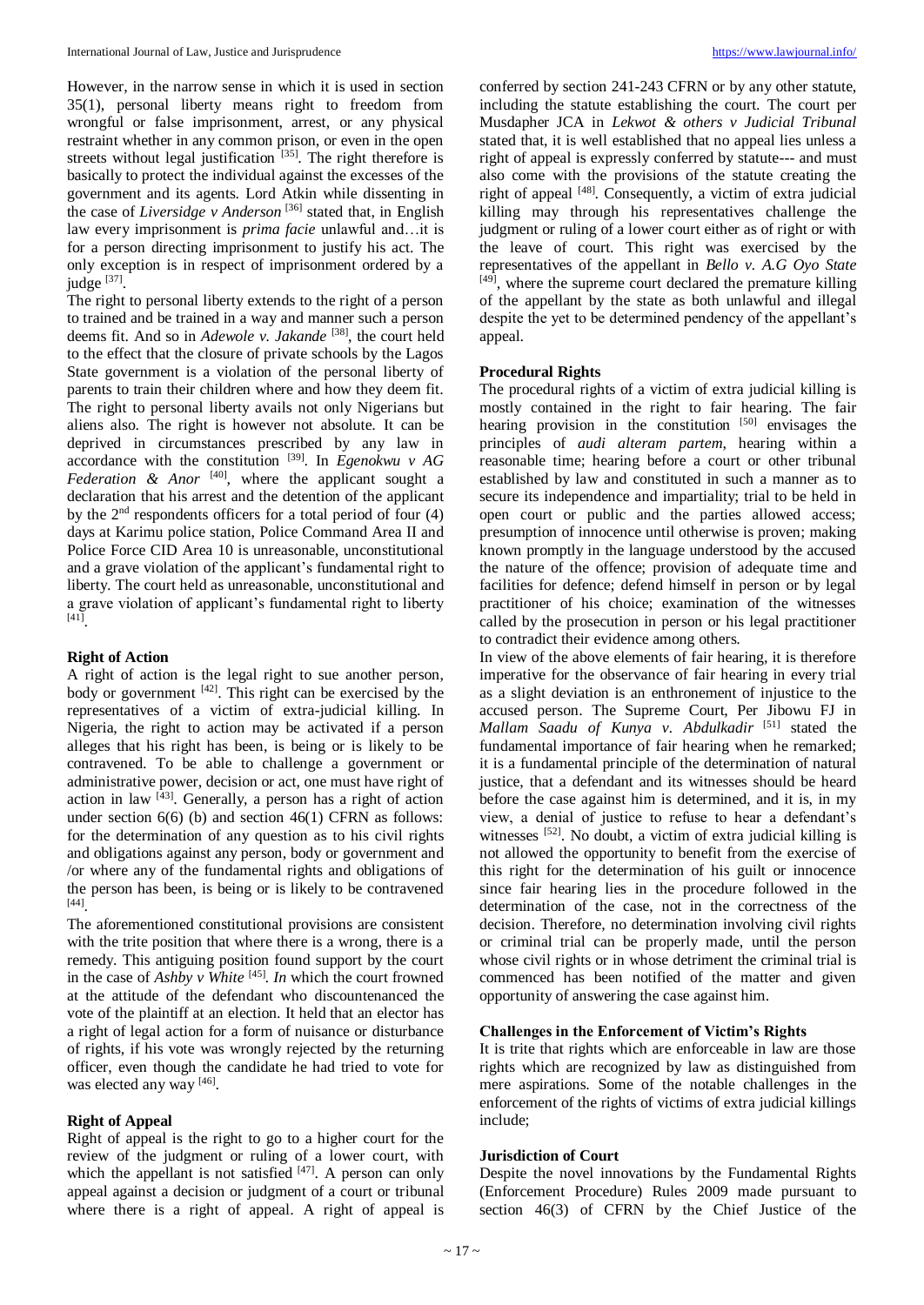However, in the narrow sense in which it is used in section 35(1), personal liberty means right to freedom from wrongful or false imprisonment, arrest, or any physical restraint whether in any common prison, or even in the open streets without legal justification [35]. The right therefore is basically to protect the individual against the excesses of the government and its agents. Lord Atkin while dissenting in the case of *Liversidge v Anderson* [36] stated that, in English law every imprisonment is *prima facie* unlawful and…it is for a person directing imprisonment to justify his act. The only exception is in respect of imprisonment ordered by a judge [37].

The right to personal liberty extends to the right of a person to trained and be trained in a way and manner such a person deems fit. And so in *Adewole v. Jakande* [38], the court held to the effect that the closure of private schools by the Lagos State government is a violation of the personal liberty of parents to train their children where and how they deem fit. The right to personal liberty avails not only Nigerians but aliens also. The right is however not absolute. It can be deprived in circumstances prescribed by any law in accordance with the constitution [39]. In *Egenokwu v AG Federation & Anor* [40], where the applicant sought a declaration that his arrest and the detention of the applicant by the 2nd respondents officers for a total period of four (4) days at Karimu police station, Police Command Area II and Police Force CID Area 10 is unreasonable, unconstitutional and a grave violation of the applicant's fundamental right to liberty. The court held as unreasonable, unconstitutional and a grave violation of applicant's fundamental right to liberty [41].

### Right of Action

A right of action is the legal right to sue another person, body or government [42]. This right can be exercised by the representatives of a victim of extra-judicial killing. In Nigeria, the right to action may be activated if a person alleges that his right has been, is being or is likely to be contravened. To be able to challenge a government or administrative power, decision or act, one must have right of action in law [43]. Generally, a person has a right of action under section 6(6) (b) and section 46(1) CFRN as follows: for the determination of any question as to his civil rights and obligations against any person, body or government and /or where any of the fundamental rights and obligations of the person has been, is being or is likely to be contravened [44].

The aforementioned constitutional provisions are consistent with the trite position that where there is a wrong, there is a remedy. This antiguing position found support by the court in the case of *Ashby v White* [45]. *In* which the court frowned at the attitude of the defendant who discountenanced the vote of the plaintiff at an election. It held that an elector has a right of legal action for a form of nuisance or disturbance of rights, if his vote was wrongly rejected by the returning officer, even though the candidate he had tried to vote for was elected any way [46].

### Right of Appeal

Right of appeal is the right to go to a higher court for the review of the judgment or ruling of a lower court, with which the appellant is not satisfied [47]. A person can only appeal against a decision or judgment of a court or tribunal where there is a right of appeal. A right of appeal is conferred by section 241-243 CFRN or by any other statute, including the statute establishing the court. The court per Musdapher JCA in *Lekwot & others v Judicial Tribunal* stated that, it is well established that no appeal lies unless a right of appeal is expressly conferred by statute--- and must also come with the provisions of the statute creating the right of appeal [48]. Consequently, a victim of extra judicial killing may through his representatives challenge the judgment or ruling of a lower court either as of right or with the leave of court. This right was exercised by the representatives of the appellant in *Bello v. A.G Oyo State* [49], where the supreme court declared the premature killing of the appellant by the state as both unlawful and illegal despite the yet to be determined pendency of the appellant's appeal.

### Procedural Rights

The procedural rights of a victim of extra judicial killing is mostly contained in the right to fair hearing. The fair hearing provision in the constitution [50] envisages the principles of *audi alteram partem*, hearing within a reasonable time; hearing before a court or other tribunal established by law and constituted in such a manner as to secure its independence and impartiality; trial to be held in open court or public and the parties allowed access; presumption of innocence until otherwise is proven; making known promptly in the language understood by the accused the nature of the offence; provision of adequate time and facilities for defence; defend himself in person or by legal practitioner of his choice; examination of the witnesses called by the prosecution in person or his legal practitioner to contradict their evidence among others.

In view of the above elements of fair hearing, it is therefore imperative for the observance of fair hearing in every trial as a slight deviation is an enthronement of injustice to the accused person. The Supreme Court, Per Jibowu FJ in *Mallam Saadu of Kunya v. Abdulkadir* [51] stated the fundamental importance of fair hearing when he remarked; it is a fundamental principle of the determination of natural justice, that a defendant and its witnesses should be heard before the case against him is determined, and it is, in my view, a denial of justice to refuse to hear a defendant's witnesses [52]. No doubt, a victim of extra judicial killing is not allowed the opportunity to benefit from the exercise of this right for the determination of his guilt or innocence since fair hearing lies in the procedure followed in the determination of the case, not in the correctness of the decision. Therefore, no determination involving civil rights or criminal trial can be properly made, until the person whose civil rights or in whose detriment the criminal trial is commenced has been notified of the matter and given opportunity of answering the case against him.

### Challenges in the Enforcement of Victim's Rights

It is trite that rights which are enforceable in law are those rights which are recognized by law as distinguished from mere aspirations. Some of the notable challenges in the enforcement of the rights of victims of extra judicial killings include;

### Jurisdiction of Court

Despite the novel innovations by the Fundamental Rights (Enforcement Procedure) Rules 2009 made pursuant to section 46(3) of CFRN by the Chief Justice of the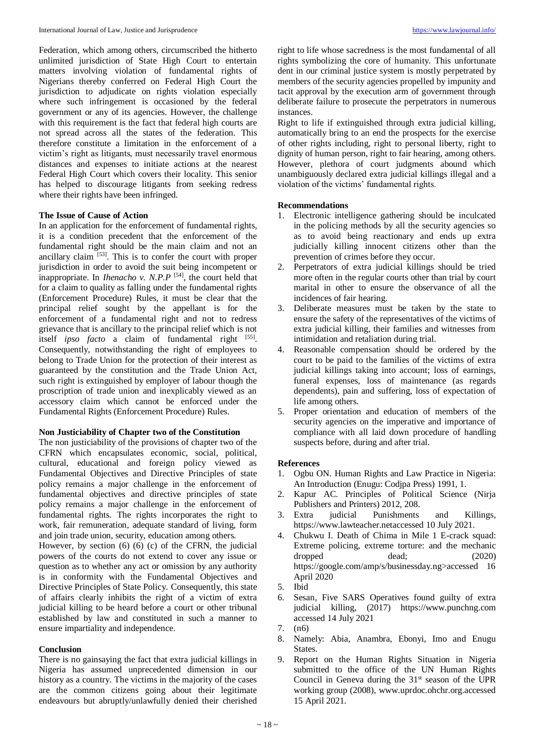Federation, which among others, circumscribed the hitherto unlimited jurisdiction of State High Court to entertain matters involving violation of fundamental rights of Nigerians thereby conferred on Federal High Court the jurisdiction to adjudicate on rights violation especially where such infringement is occasioned by the federal government or any of its agencies. However, the challenge with this requirement is the fact that federal high courts are not spread across all the states of the federation. This therefore constitute a limitation in the enforcement of a victim's right as litigants, must necessarily travel enormous distances and expenses to initiate actions at the nearest Federal High Court which covers their locality. This senior has helped to discourage litigants from seeking redress where their rights have been infringed.

**The Issue of Cause of Action**

In an application for the enforcement of fundamental rights, it is a condition precedent that the enforcement of the fundamental right should be the main claim and not an ancillary claim [53]. This is to confer the court with proper jurisdiction in order to avoid the suit being incompetent or inappropriate. In *Ihenacho v. N.P.P* [54], the court held that for a claim to quality as falling under the fundamental rights (Enforcement Procedure) Rules, it must be clear that the principal relief sought by the appellant is for the enforcement of a fundamental right and not to redress grievance that is ancillary to the principal relief which is not itself *ipso facto* a claim of fundamental right [55]. Consequently, notwithstanding the right of employees to belong to Trade Union for the protection of their interest as guaranteed by the constitution and the Trade Union Act, such right is extinguished by employer of labour though the proscription of trade union and inexplicably viewed as an accessory claim which cannot be enforced under the Fundamental Rights (Enforcement Procedure) Rules.

**Non Justiciability of Chapter two of the Constitution**

The non justiciability of the provisions of chapter two of the CFRN which encapsulates economic, social, political, cultural, educational and foreign policy viewed as Fundamental Objectives and Directive Principles of state policy remains a major challenge in the enforcement of fundamental objectives and directive principles of state policy remains a major challenge in the enforcement of fundamental rights. The rights incorporates the right to work, fair remuneration, adequate standard of living, form and join trade union, security, education among others.

However, by section (6) (6) (c) of the CFRN, the judicial powers of the courts do not extend to cover any issue or question as to whether any act or omission by any authority is in conformity with the Fundamental Objectives and Directive Principles of State Policy. Consequently, this state of affairs clearly inhibits the right of a victim of extra judicial killing to be heard before a court or other tribunal established by law and constituted in such a manner to ensure impartiality and independence.

**Conclusion**

There is no gainsaying the fact that extra judicial killings in Nigeria has assumed unprecedented dimension in our history as a country. The victims in the majority of the cases are the common citizens going about their legitimate endeavours but abruptly/unlawfully denied their cherished right to life whose sacredness is the most fundamental of all rights symbolizing the core of humanity. This unfortunate dent in our criminal justice system is mostly perpetrated by members of the security agencies propelled by impunity and tacit approval by the execution arm of government through deliberate failure to prosecute the perpetrators in numerous instances.

Right to life if extinguished through extra judicial killing, automatically bring to an end the prospects for the exercise of other rights including, right to personal liberty, right to dignity of human person, right to fair hearing, among others. However, plethora of court judgments abound which unambiguously declared extra judicial killings illegal and a violation of the victims' fundamental rights.

**Recommendations**

1. Electronic intelligence gathering should be inculcated in the policing methods by all the security agencies so as to avoid being reactionary and ends up extra judicially killing innocent citizens other than the prevention of crimes before they occur.
2. Perpetrators of extra judicial killings should be tried more often in the regular courts other than trial by court marital in other to ensure the observance of all the incidences of fair hearing.
3. Deliberate measures must be taken by the state to ensure the safety of the representatives of the victims of extra judicial killing, their families and witnesses from intimidation and retaliation during trial.
4. Reasonable compensation should be ordered by the court to be paid to the families of the victims of extra judicial killings taking into account; loss of earnings, funeral expenses, loss of maintenance (as regards dependents), pain and suffering, loss of expectation of life among others.
5. Proper orientation and education of members of the security agencies on the imperative and importance of compliance with all laid down procedure of handling suspects before, during and after trial.

**References**

1. Ogbu ON. Human Rights and Law Practice in Nigeria: An Introduction (Enugu: Codjpa Press) 1991, 1.
2. Kapur AC. Principles of Political Science (Nirja Publishers and Printers) 2012, 208.
3. Extra judicial Punishments and Killings, https://www.lawteacher.netaccessed 10 July 2021.
4. Chukwu I. Death of Chima in Mile 1 E-crack squad: Extreme policing, extreme torture: and the mechanic dropped dead; (2020) https://google.com/amp/s/businessday.ng>accessed 16 April 2020
5. Ibid
6. Sesan, Five SARS Operatives found guilty of extra judicial killing, (2017) https://www.punchng.com accessed 14 July 2021
7. (n6)
8. Namely: Abia, Anambra, Ebonyi, Imo and Enugu States.
9. Report on the Human Rights Situation in Nigeria submitted to the office of the UN Human Rights Council in Geneva during the 31st season of the UPR working group (2008), www.uprdoc.ohchr.org.accessed 15 April 2021.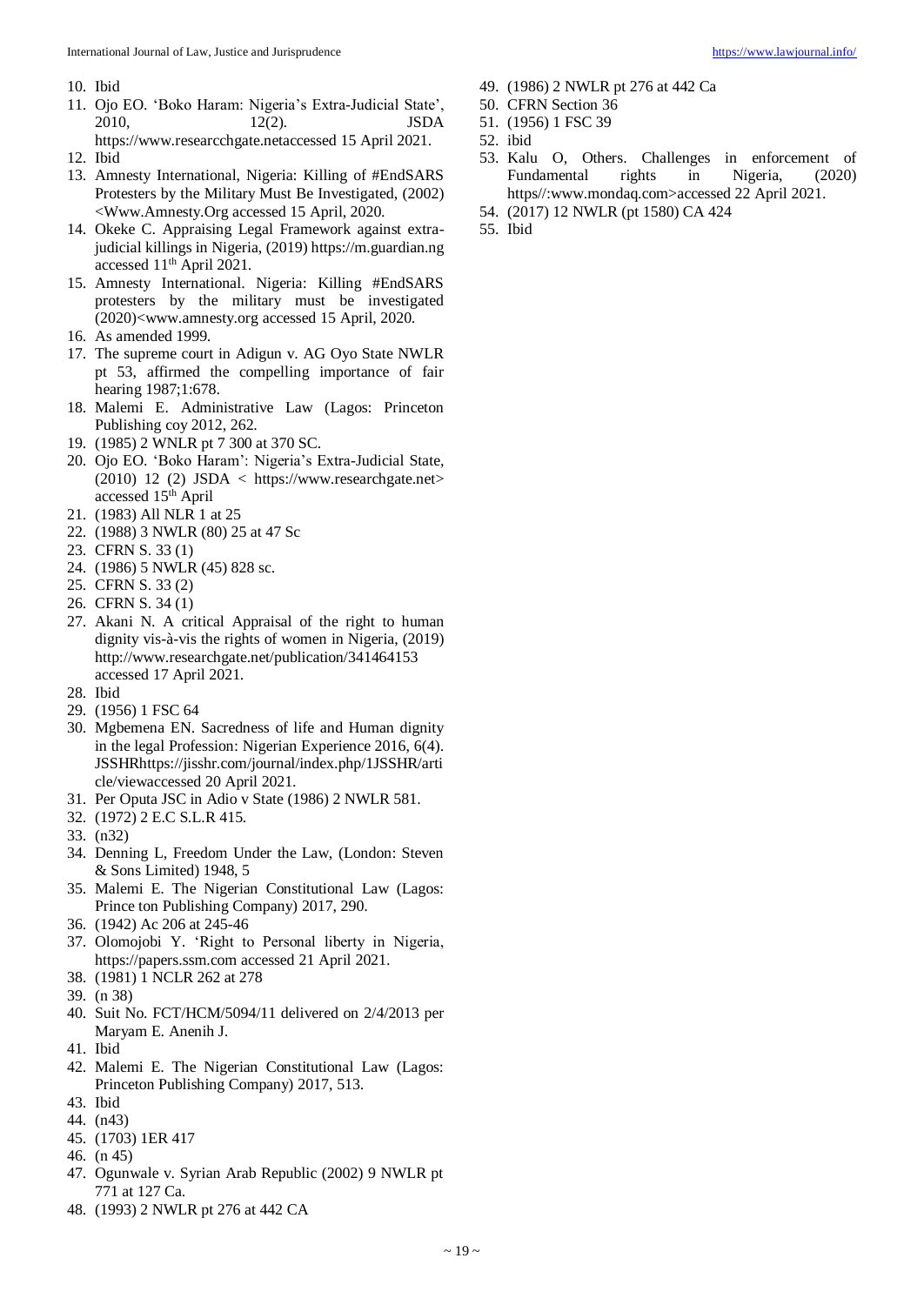10. Ibid
11. Ojo EO. 'Boko Haram: Nigeria's Extra-Judicial State', 2010, 12(2). JSDA https://www.researcchgate.netaccessed 15 April 2021.
12. Ibid
13. Amnesty International, Nigeria: Killing of #EndSARS Protesters by the Military Must Be Investigated, (2002) <Www.Amnesty.Org accessed 15 April, 2020.
14. Okeke C. Appraising Legal Framework against extra-judicial killings in Nigeria, (2019) https://m.guardian.ng accessed 11th April 2021.
15. Amnesty International. Nigeria: Killing #EndSARS protesters by the military must be investigated (2020)<www.amnesty.org accessed 15 April, 2020.
16. As amended 1999.
17. The supreme court in Adigun v. AG Oyo State NWLR pt 53, affirmed the compelling importance of fair hearing 1987;1:678.
18. Malemi E. Administrative Law (Lagos: Princeton Publishing coy 2012, 262.
19. (1985) 2 WNLR pt 7 300 at 370 SC.
20. Ojo EO. 'Boko Haram': Nigeria's Extra-Judicial State, (2010) 12 (2) JSDA < https://www.researchgate.net> accessed 15th April
21. (1983) All NLR 1 at 25
22. (1988) 3 NWLR (80) 25 at 47 Sc
23. CFRN S. 33 (1)
24. (1986) 5 NWLR (45) 828 sc.
25. CFRN S. 33 (2)
26. CFRN S. 34 (1)
27. Akani N. A critical Appraisal of the right to human dignity vis-à-vis the rights of women in Nigeria, (2019) http://www.researchgate.net/publication/341464153 accessed 17 April 2021.
28. Ibid
29. (1956) 1 FSC 64
30. Mgbemena EN. Sacredness of life and Human dignity in the legal Profession: Nigerian Experience 2016, 6(4). JSSHRhttps://jisshr.com/journal/index.php/1JSSHR/article/viewaccessed 20 April 2021.
31. Per Oputa JSC in Adio v State (1986) 2 NWLR 581.
32. (1972) 2 E.C S.L.R 415.
33. (n32)
34. Denning L, Freedom Under the Law, (London: Steven & Sons Limited) 1948, 5
35. Malemi E. The Nigerian Constitutional Law (Lagos: Prince ton Publishing Company) 2017, 290.
36. (1942) Ac 206 at 245-46
37. Olomojobi Y. 'Right to Personal liberty in Nigeria, https://papers.ssm.com accessed 21 April 2021.
38. (1981) 1 NCLR 262 at 278
39. (n 38)
40. Suit No. FCT/HCM/5094/11 delivered on 2/4/2013 per Maryam E. Anenih J.
41. Ibid
42. Malemi E. The Nigerian Constitutional Law (Lagos: Princeton Publishing Company) 2017, 513.
43. Ibid
44. (n43)
45. (1703) 1ER 417
46. (n 45)
47. Ogunwale v. Syrian Arab Republic (2002) 9 NWLR pt 771 at 127 Ca.
48. (1993) 2 NWLR pt 276 at 442 CA
49. (1986) 2 NWLR pt 276 at 442 Ca
50. CFRN Section 36
51. (1956) 1 FSC 39
52. ibid
53. Kalu O, Others. Challenges in enforcement of Fundamental rights in Nigeria, (2020) https//:www.mondaq.com>accessed 22 April 2021.
54. (2017) 12 NWLR (pt 1580) CA 424
55. Ibid